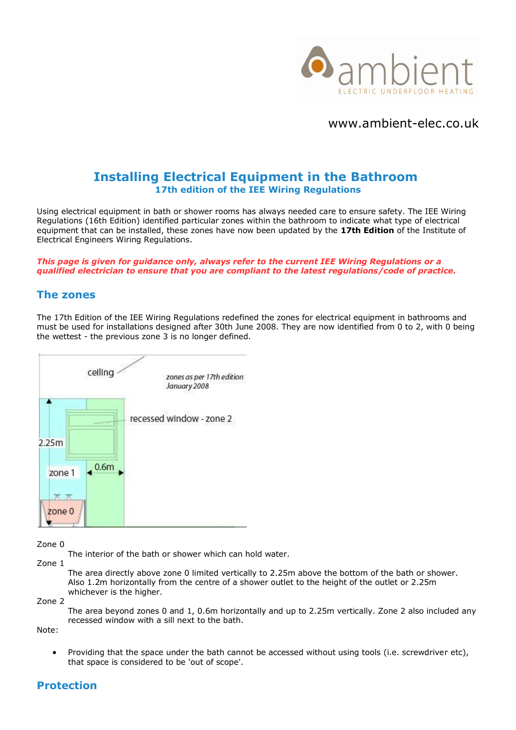ambient
ELECTRIC UNDERFLOOR HEATING

www.ambient-elec.co.uk

# Installing Electrical Equipment in the Bathroom

## 17th edition of the IEE Wiring Regulations

Using electrical equipment in bath or shower rooms has always needed care to ensure safety. The IEE Wiring Regulations (16th Edition) identified particular zones within the bathroom to indicate what type of electrical equipment that can be installed, these zones have now been updated by the **17th Edition** of the Institute of Electrical Engineers Wiring Regulations.

***This page is given for guidance only, always refer to the current IEE Wiring Regulations or a qualified electrician to ensure that you are compliant to the latest regulations/code of practice.***

## The zones

The 17th Edition of the IEE Wiring Regulations redefined the zones for electrical equipment in bathrooms and must be used for installations designed after 30th June 2008. They are now identified from 0 to 2, with 0 being the wettest - the previous zone 3 is no longer defined.

Zone 0
: The interior of the bath or shower which can hold water.

Zone 1
: The area directly above zone 0 limited vertically to 2.25m above the bottom of the bath or shower. Also 1.2m horizontally from the centre of a shower outlet to the height of the outlet or 2.25m whichever is the higher.

Zone 2
: The area beyond zones 0 and 1, 0.6m horizontally and up to 2.25m vertically. Zone 2 also included any recessed window with a sill next to the bath.

Note:

- Providing that the space under the bath cannot be accessed without using tools (i.e. screwdriver etc), that space is considered to be 'out of scope'.

## Protection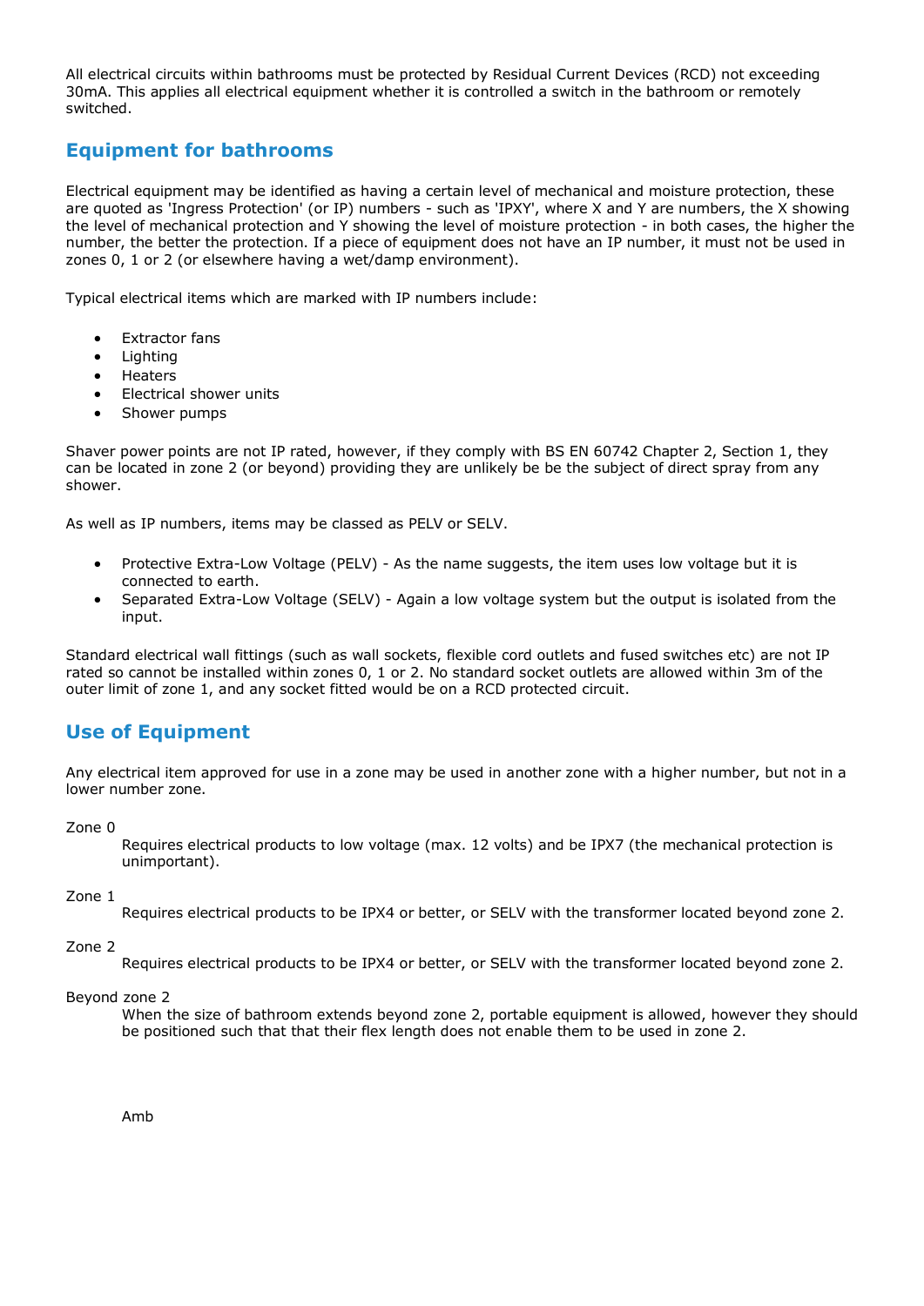All electrical circuits within bathrooms must be protected by Residual Current Devices (RCD) not exceeding 30mA. This applies all electrical equipment whether it is controlled a switch in the bathroom or remotely switched.

## Equipment for bathrooms

Electrical equipment may be identified as having a certain level of mechanical and moisture protection, these are quoted as 'Ingress Protection' (or IP) numbers - such as 'IPXY', where X and Y are numbers, the X showing the level of mechanical protection and Y showing the level of moisture protection - in both cases, the higher the number, the better the protection. If a piece of equipment does not have an IP number, it must not be used in zones 0, 1 or 2 (or elsewhere having a wet/damp environment).

Typical electrical items which are marked with IP numbers include:

- Extractor fans
- Lighting
- Heaters
- Electrical shower units
- Shower pumps

Shaver power points are not IP rated, however, if they comply with BS EN 60742 Chapter 2, Section 1, they can be located in zone 2 (or beyond) providing they are unlikely be be the subject of direct spray from any shower.

As well as IP numbers, items may be classed as PELV or SELV.

- Protective Extra-Low Voltage (PELV) - As the name suggests, the item uses low voltage but it is connected to earth.
- Separated Extra-Low Voltage (SELV) - Again a low voltage system but the output is isolated from the input.

Standard electrical wall fittings (such as wall sockets, flexible cord outlets and fused switches etc) are not IP rated so cannot be installed within zones 0, 1 or 2. No standard socket outlets are allowed within 3m of the outer limit of zone 1, and any socket fitted would be on a RCD protected circuit.

## Use of Equipment

Any electrical item approved for use in a zone may be used in another zone with a higher number, but not in a lower number zone.

Zone 0
: Requires electrical products to low voltage (max. 12 volts) and be IPX7 (the mechanical protection is unimportant).

Zone 1
: Requires electrical products to be IPX4 or better, or SELV with the transformer located beyond zone 2.

Zone 2
: Requires electrical products to be IPX4 or better, or SELV with the transformer located beyond zone 2.

Beyond zone 2
: When the size of bathroom extends beyond zone 2, portable equipment is allowed, however they should be positioned such that that their flex length does not enable them to be used in zone 2.

Amb